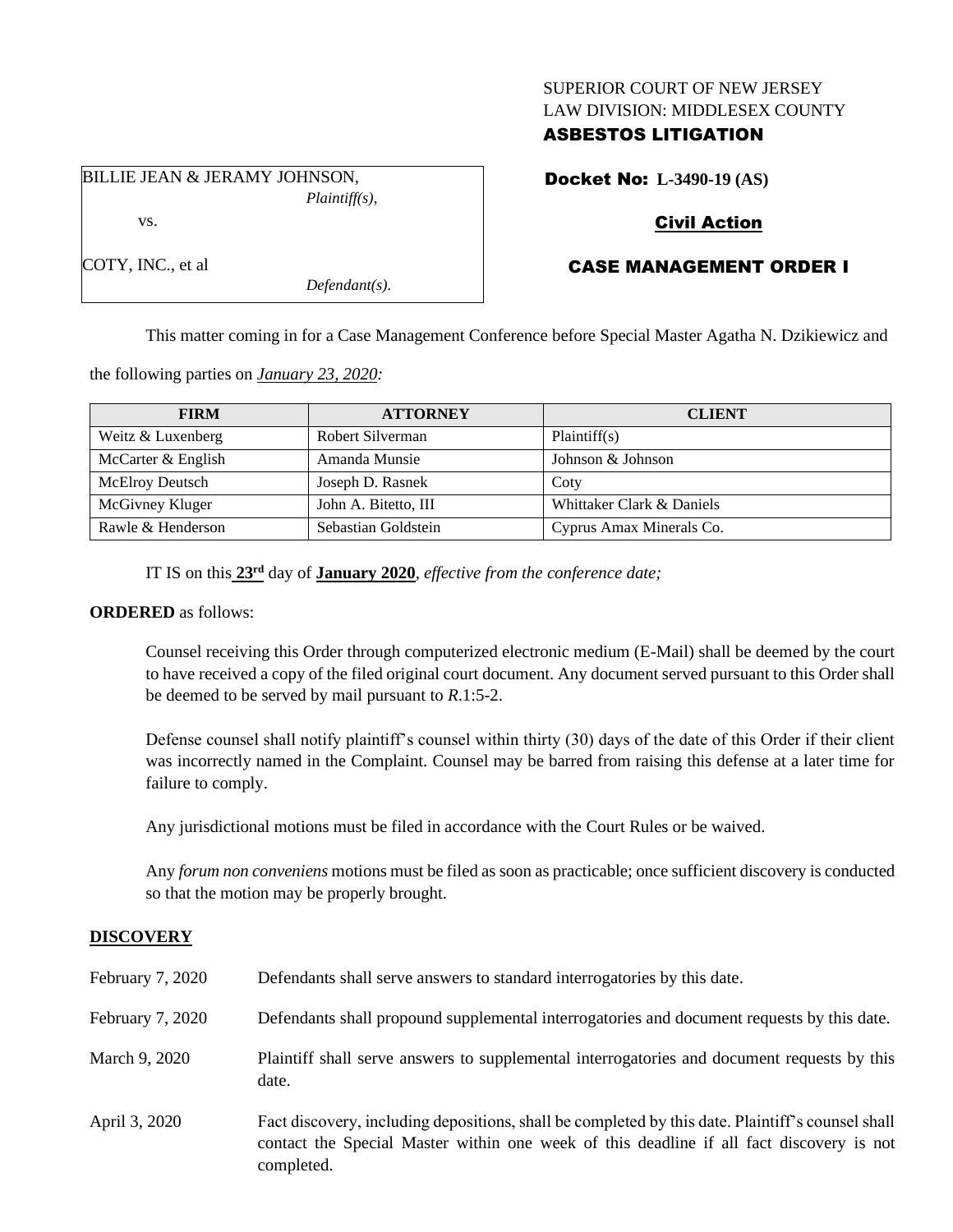SUPERIOR COURT OF NEW JERSEY
LAW DIVISION: MIDDLESEX COUNTY
**ASBESTOS LITIGATION**

BILLIE JEAN & JERAMY JOHNSON,
*Plaintiff(s),*

vs.

COTY, INC., et al
*Defendant(s).*

**Docket No: L-3490-19 (AS)**

**Civil Action**

**CASE MANAGEMENT ORDER I**

This matter coming in for a Case Management Conference before Special Master Agatha N. Dzikiewicz and the following parties on *January 23, 2020:*

| FIRM | ATTORNEY | CLIENT |
|---|---|---|
| Weitz & Luxenberg | Robert Silverman | Plaintiff(s) |
| McCarter & English | Amanda Munsie | Johnson & Johnson |
| McElroy Deutsch | Joseph D. Rasnek | Coty |
| McGivney Kluger | John A. Bitetto, III | Whittaker Clark & Daniels |
| Rawle & Henderson | Sebastian Goldstein | Cyprus Amax Minerals Co. |

IT IS on this **23rd** day of **January 2020**, *effective from the conference date;*

**ORDERED** as follows:

Counsel receiving this Order through computerized electronic medium (E-Mail) shall be deemed by the court to have received a copy of the filed original court document. Any document served pursuant to this Order shall be deemed to be served by mail pursuant to *R*.1:5-2.

Defense counsel shall notify plaintiff's counsel within thirty (30) days of the date of this Order if their client was incorrectly named in the Complaint. Counsel may be barred from raising this defense at a later time for failure to comply.

Any jurisdictional motions must be filed in accordance with the Court Rules or be waived.

Any *forum non conveniens* motions must be filed as soon as practicable; once sufficient discovery is conducted so that the motion may be properly brought.

## DISCOVERY

| | |
|---|---|
| February 7, 2020 | Defendants shall serve answers to standard interrogatories by this date. |
| February 7, 2020 | Defendants shall propound supplemental interrogatories and document requests by this date. |
| March 9, 2020 | Plaintiff shall serve answers to supplemental interrogatories and document requests by this date. |
| April 3, 2020 | Fact discovery, including depositions, shall be completed by this date. Plaintiff's counsel shall contact the Special Master within one week of this deadline if all fact discovery is not completed. |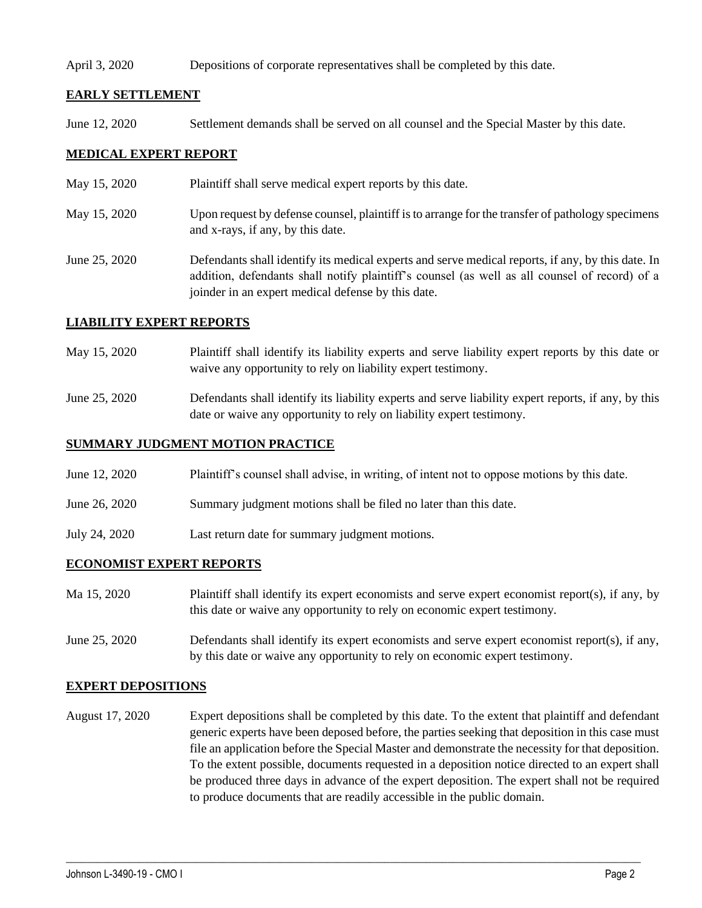April 3, 2020 Depositions of corporate representatives shall be completed by this date.

**EARLY SETTLEMENT**

June 12, 2020 Settlement demands shall be served on all counsel and the Special Master by this date.

**MEDICAL EXPERT REPORT**

May 15, 2020 Plaintiff shall serve medical expert reports by this date.

May 15, 2020 Upon request by defense counsel, plaintiff is to arrange for the transfer of pathology specimens and x-rays, if any, by this date.

June 25, 2020 Defendants shall identify its medical experts and serve medical reports, if any, by this date. In addition, defendants shall notify plaintiff's counsel (as well as all counsel of record) of a joinder in an expert medical defense by this date.

**LIABILITY EXPERT REPORTS**

May 15, 2020 Plaintiff shall identify its liability experts and serve liability expert reports by this date or waive any opportunity to rely on liability expert testimony.

June 25, 2020 Defendants shall identify its liability experts and serve liability expert reports, if any, by this date or waive any opportunity to rely on liability expert testimony.

**SUMMARY JUDGMENT MOTION PRACTICE**

June 12, 2020 Plaintiff's counsel shall advise, in writing, of intent not to oppose motions by this date.

June 26, 2020 Summary judgment motions shall be filed no later than this date.

July 24, 2020 Last return date for summary judgment motions.

**ECONOMIST EXPERT REPORTS**

Ma 15, 2020 Plaintiff shall identify its expert economists and serve expert economist report(s), if any, by this date or waive any opportunity to rely on economic expert testimony.

June 25, 2020 Defendants shall identify its expert economists and serve expert economist report(s), if any, by this date or waive any opportunity to rely on economic expert testimony.

**EXPERT DEPOSITIONS**

August 17, 2020 Expert depositions shall be completed by this date. To the extent that plaintiff and defendant generic experts have been deposed before, the parties seeking that deposition in this case must file an application before the Special Master and demonstrate the necessity for that deposition. To the extent possible, documents requested in a deposition notice directed to an expert shall be produced three days in advance of the expert deposition. The expert shall not be required to produce documents that are readily accessible in the public domain.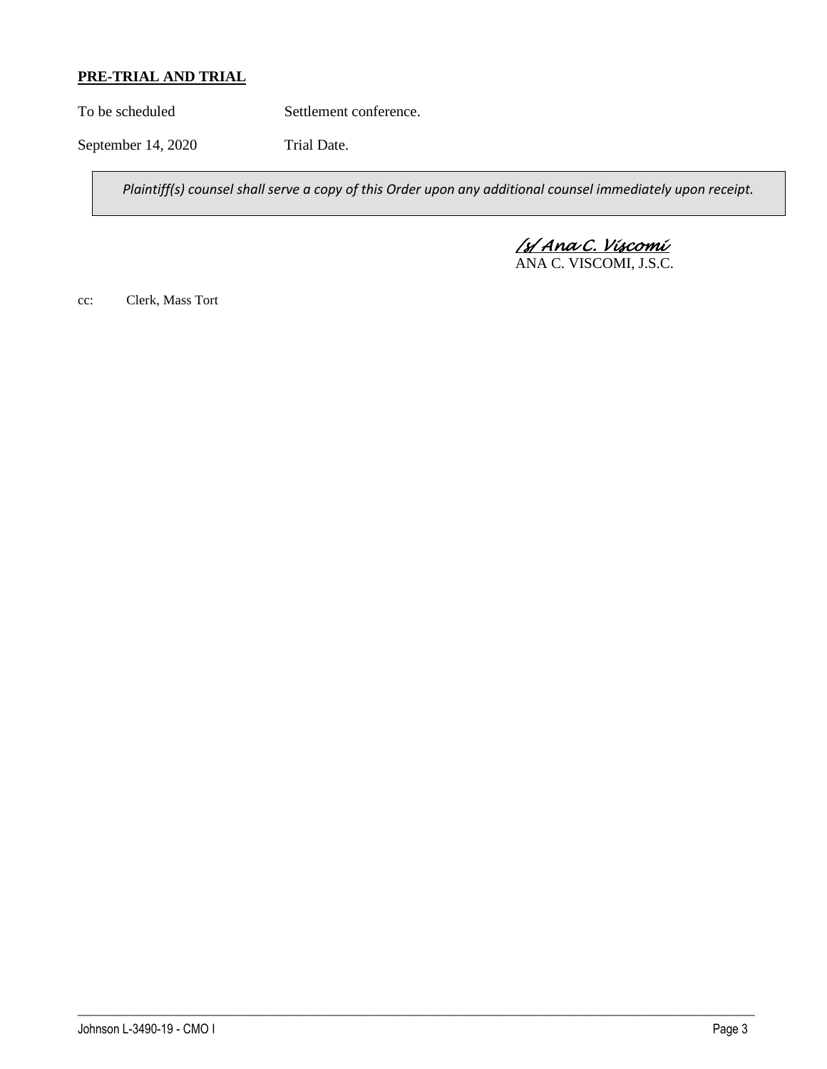**PRE-TRIAL AND TRIAL**

| | |
|---|---|
| To be scheduled | Settlement conference. |
| September 14, 2020 | Trial Date. |

*Plaintiff(s) counsel shall serve a copy of this Order upon any additional counsel immediately upon receipt.*

*/s/ Ana C. Viscomi*
ANA C. VISCOMI, J.S.C.

cc: Clerk, Mass Tort